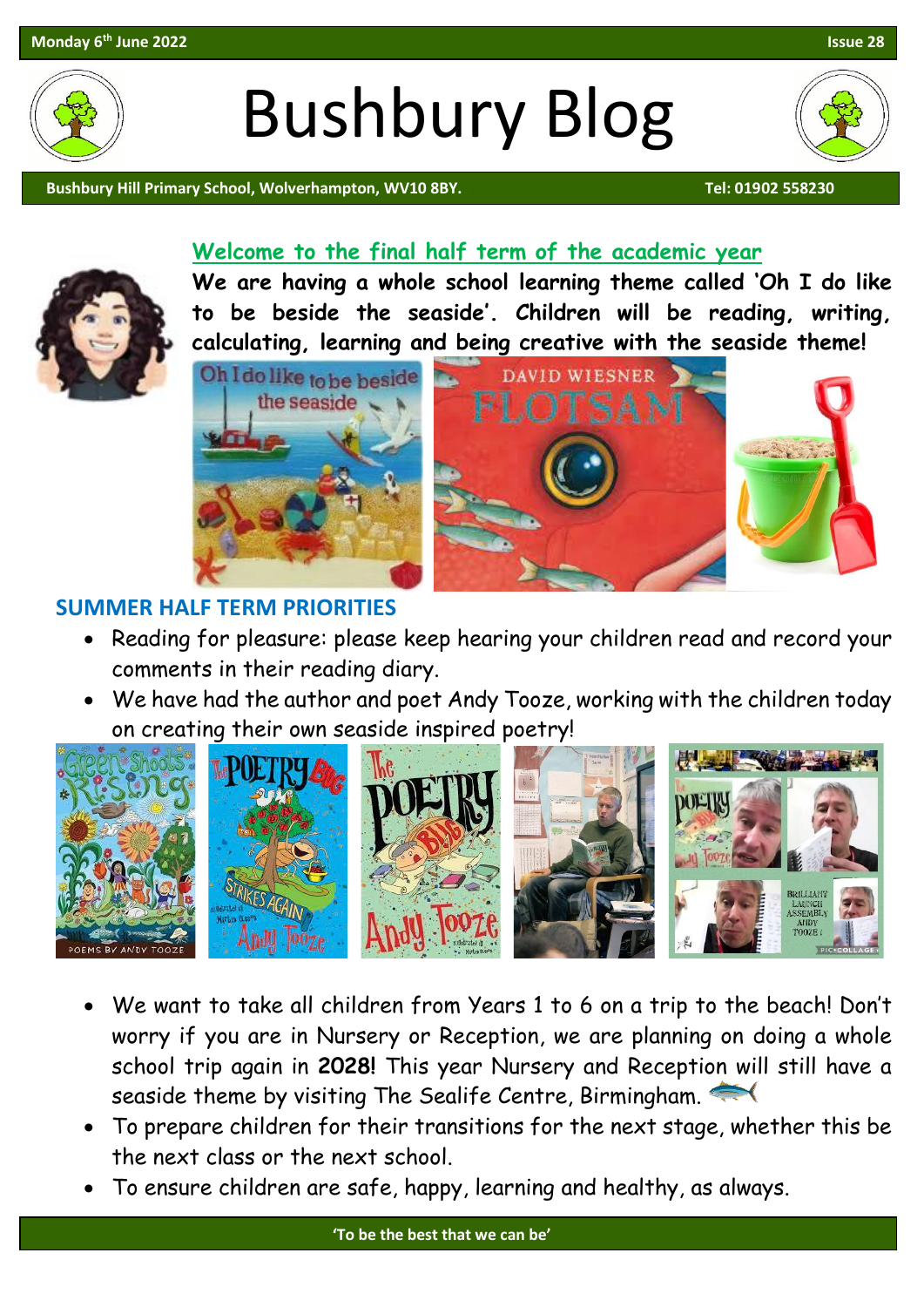Monday 6th June 2022 Issue 28

# Bushbury Blog

Bushbury Hill Primary School, Wolverhampton, WV10 8BY. Tel: 01902 558230

## Welcome to the final half term of the academic year

**We are having a whole school learning theme called 'Oh I do like to be beside the seaside'. Children will be reading, writing, calculating, learning and being creative with the seaside theme!**

## SUMMER HALF TERM PRIORITIES

- Reading for pleasure: please keep hearing your children read and record your comments in their reading diary.
- We have had the author and poet Andy Tooze, working with the children today on creating their own seaside inspired poetry!
- We want to take all children from Years 1 to 6 on a trip to the beach! Don't worry if you are in Nursery or Reception, we are planning on doing a whole school trip again in **2028!** This year Nursery and Reception will still have a seaside theme by visiting The Sealife Centre, Birmingham.
- To prepare children for their transitions for the next stage, whether this be the next class or the next school.
- To ensure children are safe, happy, learning and healthy, as always.

'To be the best that we can be'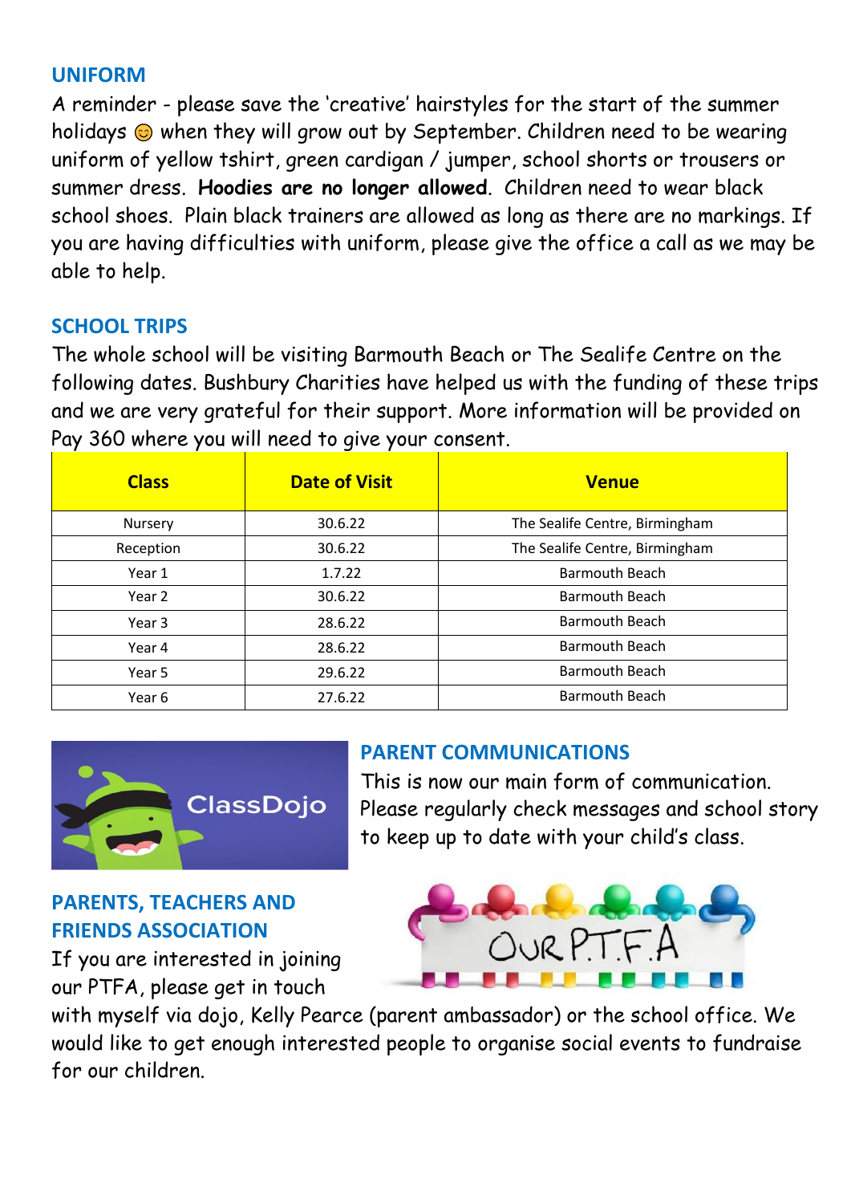## UNIFORM

A reminder - please save the 'creative' hairstyles for the start of the summer holidays 😊 when they will grow out by September. Children need to be wearing uniform of yellow tshirt, green cardigan / jumper, school shorts or trousers or summer dress. **Hoodies are no longer allowed**. Children need to wear black school shoes. Plain black trainers are allowed as long as there are no markings. If you are having difficulties with uniform, please give the office a call as we may be able to help.

## SCHOOL TRIPS

The whole school will be visiting Barmouth Beach or The Sealife Centre on the following dates. Bushbury Charities have helped us with the funding of these trips and we are very grateful for their support. More information will be provided on Pay 360 where you will need to give your consent.

| Class | Date of Visit | Venue |
|---|---|---|
| Nursery | 30.6.22 | The Sealife Centre, Birmingham |
| Reception | 30.6.22 | The Sealife Centre, Birmingham |
| Year 1 | 1.7.22 | Barmouth Beach |
| Year 2 | 30.6.22 | Barmouth Beach |
| Year 3 | 28.6.22 | Barmouth Beach |
| Year 4 | 28.6.22 | Barmouth Beach |
| Year 5 | 29.6.22 | Barmouth Beach |
| Year 6 | 27.6.22 | Barmouth Beach |

## PARENT COMMUNICATIONS

This is now our main form of communication. Please regularly check messages and school story to keep up to date with your child's class.

## PARENTS, TEACHERS AND FRIENDS ASSOCIATION

If you are interested in joining our PTFA, please get in touch with myself via dojo, Kelly Pearce (parent ambassador) or the school office. We would like to get enough interested people to organise social events to fundraise for our children.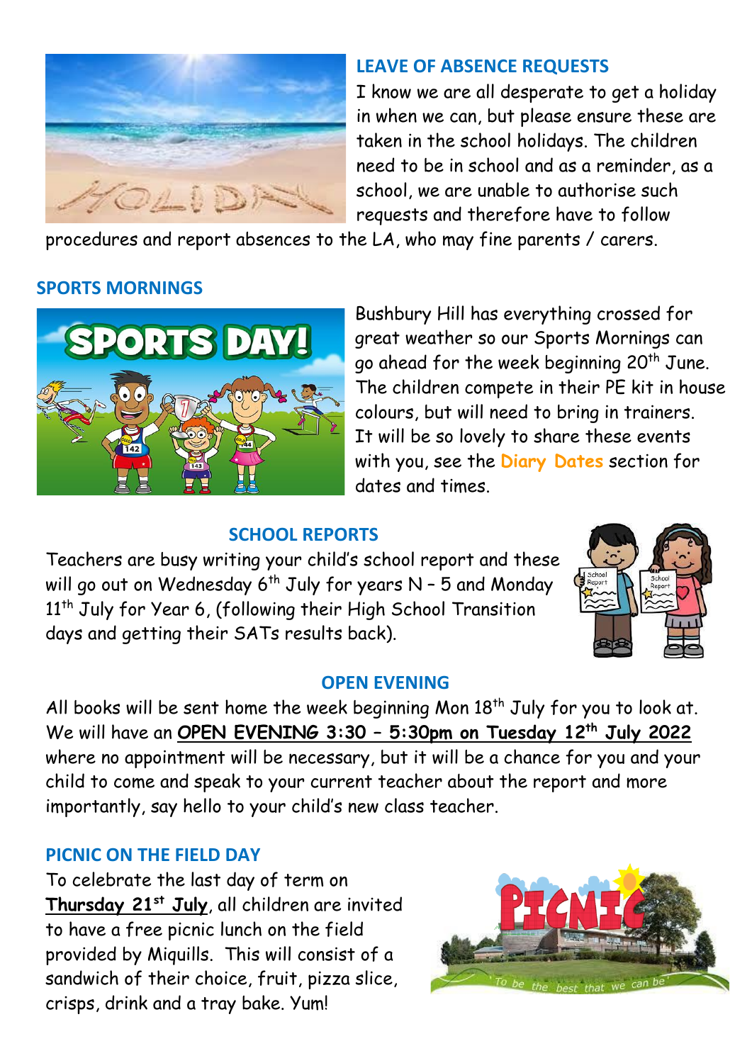## LEAVE OF ABSENCE REQUESTS

I know we are all desperate to get a holiday in when we can, but please ensure these are taken in the school holidays. The children need to be in school and as a reminder, as a school, we are unable to authorise such requests and therefore have to follow procedures and report absences to the LA, who may fine parents / carers.

## SPORTS MORNINGS

Bushbury Hill has everything crossed for great weather so our Sports Mornings can go ahead for the week beginning 20th June. The children compete in their PE kit in house colours, but will need to bring in trainers. It will be so lovely to share these events with you, see the **Diary Dates** section for dates and times.

## SCHOOL REPORTS

Teachers are busy writing your child's school report and these will go out on Wednesday 6th July for years N – 5 and Monday 11th July for Year 6, (following their High School Transition days and getting their SATs results back).

## OPEN EVENING

All books will be sent home the week beginning Mon 18th July for you to look at. We will have an **OPEN EVENING 3:30 – 5:30pm on Tuesday 12th July 2022** where no appointment will be necessary, but it will be a chance for you and your child to come and speak to your current teacher about the report and more importantly, say hello to your child's new class teacher.

## PICNIC ON THE FIELD DAY

To celebrate the last day of term on **Thursday 21st July**, all children are invited to have a free picnic lunch on the field provided by Miquills. This will consist of a sandwich of their choice, fruit, pizza slice, crisps, drink and a tray bake. Yum!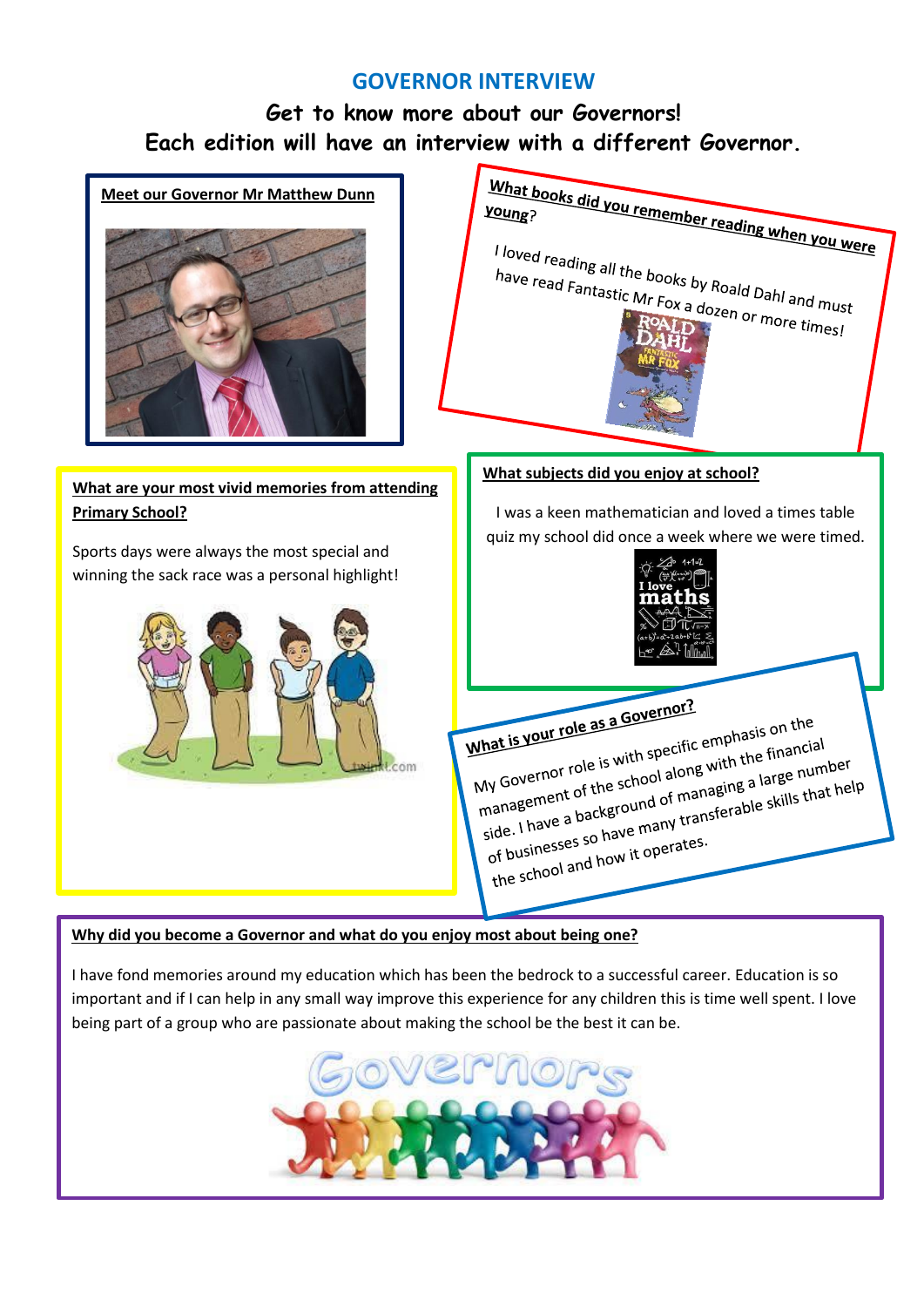# GOVERNOR INTERVIEW

**Get to know more about our Governors!**
**Each edition will have an interview with a different Governor.**

**Meet our Governor Mr Matthew Dunn**

**What books did you remember reading when you were young?**

I loved reading all the books by Roald Dahl and must have read Fantastic Mr Fox a dozen or more times!

**What are your most vivid memories from attending Primary School?**

Sports days were always the most special and winning the sack race was a personal highlight!

**What subjects did you enjoy at school?**

I was a keen mathematician and loved a times table quiz my school did once a week where we were timed.

**What is your role as a Governor?**

My Governor role is with specific emphasis on the management of the school along with the financial side. I have a background of managing a large number of businesses so have many transferable skills that help the school and how it operates.

**Why did you become a Governor and what do you enjoy most about being one?**

I have fond memories around my education which has been the bedrock to a successful career. Education is so important and if I can help in any small way improve this experience for any children this is time well spent. I love being part of a group who are passionate about making the school be the best it can be.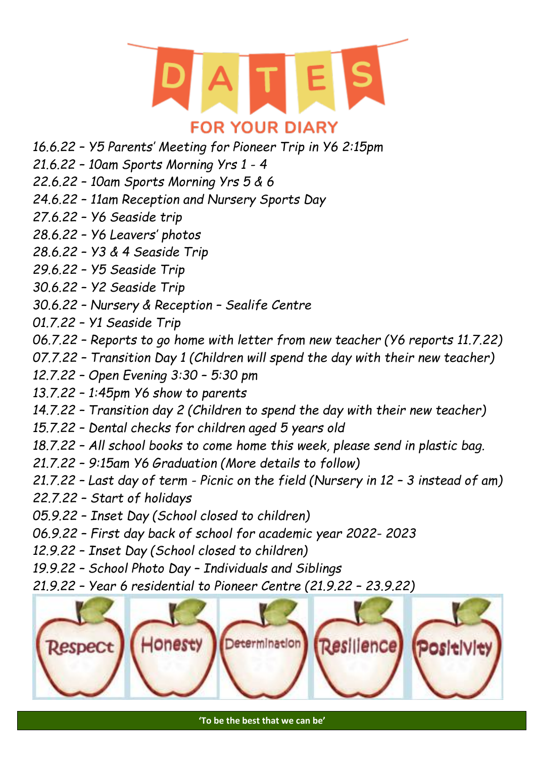# DATES FOR YOUR DIARY

*16.6.22 – Y5 Parents' Meeting for Pioneer Trip in Y6 2:15pm*
*21.6.22 – 10am Sports Morning Yrs 1 - 4*
*22.6.22 – 10am Sports Morning Yrs 5 & 6*
*24.6.22 – 11am Reception and Nursery Sports Day*
*27.6.22 – Y6 Seaside trip*
*28.6.22 – Y6 Leavers' photos*
*28.6.22 – Y3 & 4 Seaside Trip*
*29.6.22 – Y5 Seaside Trip*
*30.6.22 – Y2 Seaside Trip*
*30.6.22 – Nursery & Reception – Sealife Centre*
*01.7.22 – Y1 Seaside Trip*
*06.7.22 – Reports to go home with letter from new teacher (Y6 reports 11.7.22)*
*07.7.22 – Transition Day 1 (Children will spend the day with their new teacher)*
*12.7.22 – Open Evening 3:30 – 5:30 pm*
*13.7.22 – 1:45pm Y6 show to parents*
*14.7.22 – Transition day 2 (Children to spend the day with their new teacher)*
*15.7.22 – Dental checks for children aged 5 years old*
*18.7.22 – All school books to come home this week, please send in plastic bag.*
*21.7.22 – 9:15am Y6 Graduation (More details to follow)*
*21.7.22 – Last day of term - Picnic on the field (Nursery in 12 – 3 instead of am)*
*22.7.22 – Start of holidays*
*05.9.22 – Inset Day (School closed to children)*
*06.9.22 – First day back of school for academic year 2022- 2023*
*12.9.22 – Inset Day (School closed to children)*
*19.9.22 – School Photo Day – Individuals and Siblings*
*21.9.22 – Year 6 residential to Pioneer Centre (21.9.22 – 23.9.22)*

Respect Honesty Determination Resilience Positivity

**'To be the best that we can be'**